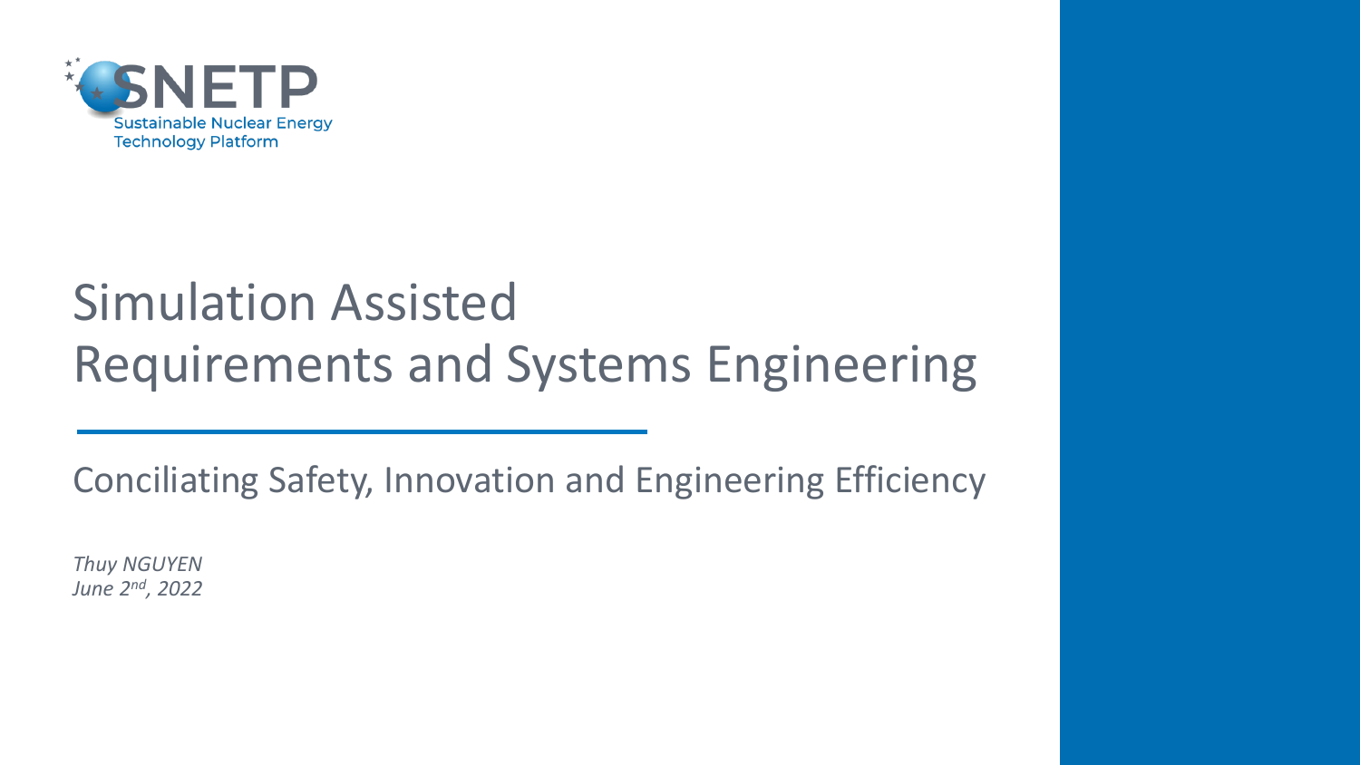SNETP

Sustainable Nuclear Energy Technology Platform

# Simulation Assisted Requirements and Systems Engineering

Conciliating Safety, Innovation and Engineering Efficiency

*Thuy NGUYEN*
*June 2nd, 2022*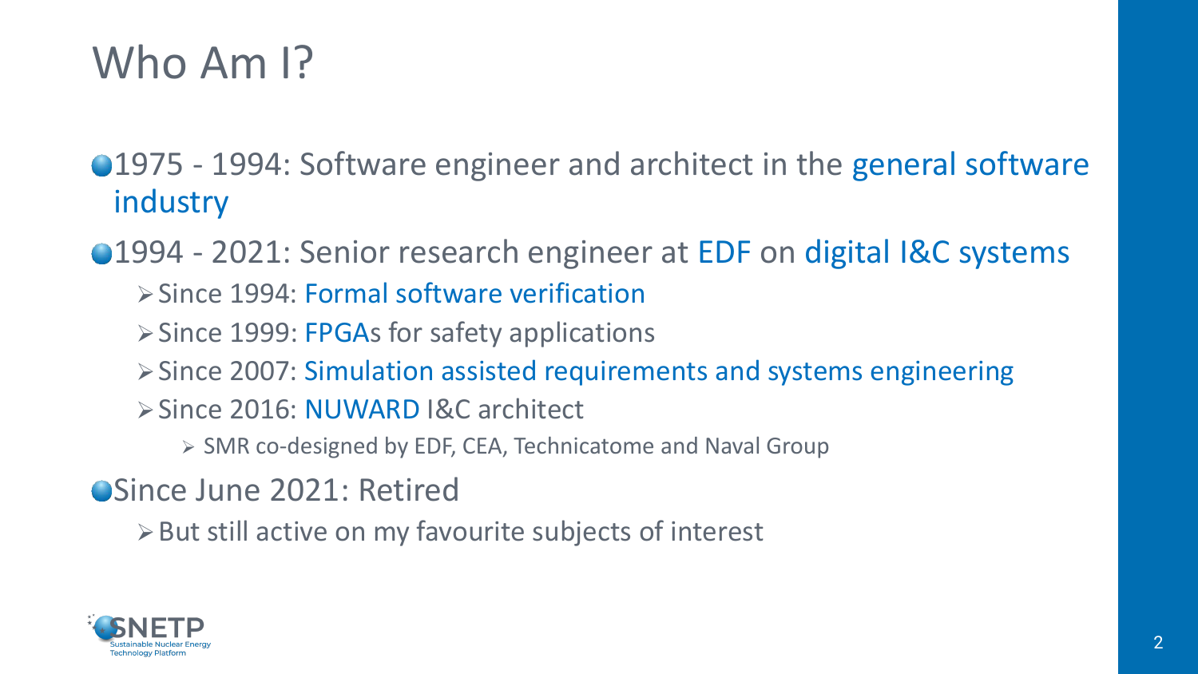# Who Am I?

- 1975 - 1994: Software engineer and architect in the general software industry
- 1994 - 2021: Senior research engineer at EDF on digital I&C systems
  - Since 1994: Formal software verification
  - Since 1999: FPGAs for safety applications
  - Since 2007: Simulation assisted requirements and systems engineering
  - Since 2016: NUWARD I&C architect
    - SMR co-designed by EDF, CEA, Technicatome and Naval Group
- Since June 2021: Retired
  - But still active on my favourite subjects of interest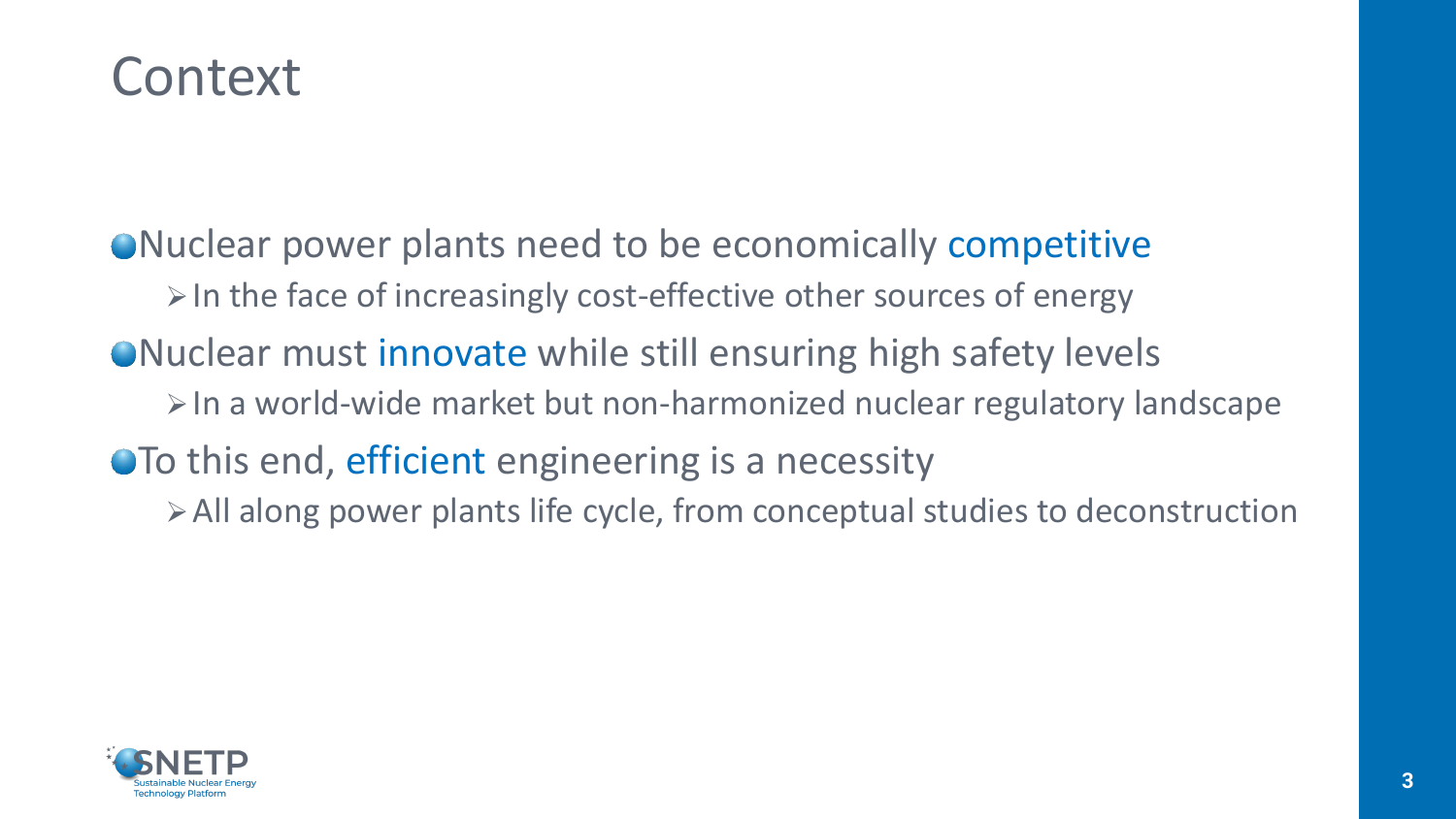# Context

- Nuclear power plants need to be economically competitive
  - In the face of increasingly cost-effective other sources of energy
- Nuclear must innovate while still ensuring high safety levels
  - In a world-wide market but non-harmonized nuclear regulatory landscape
- To this end, efficient engineering is a necessity
  - All along power plants life cycle, from conceptual studies to deconstruction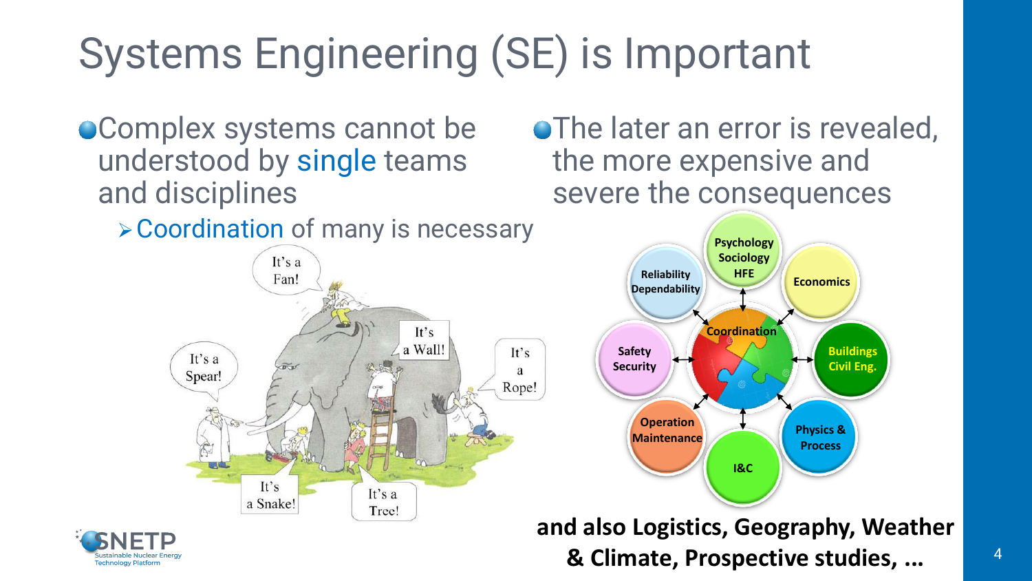# Systems Engineering (SE) is Important

- Complex systems cannot be understood by single teams and disciplines
  - Coordination of many is necessary

It's a Fan!

It's a Wall!

It's a Spear!

It's a Rope!

It's a Snake!

It's a Tree!

- The later an error is revealed, the more expensive and severe the consequences

Psychology Sociology HFE

Reliability Dependability

Economics

Coordination

Safety Security

Buildings Civil Eng.

Operation Maintenance

Physics & Process

I&C

**and also Logistics, Geography, Weather & Climate, Prospective studies, ...**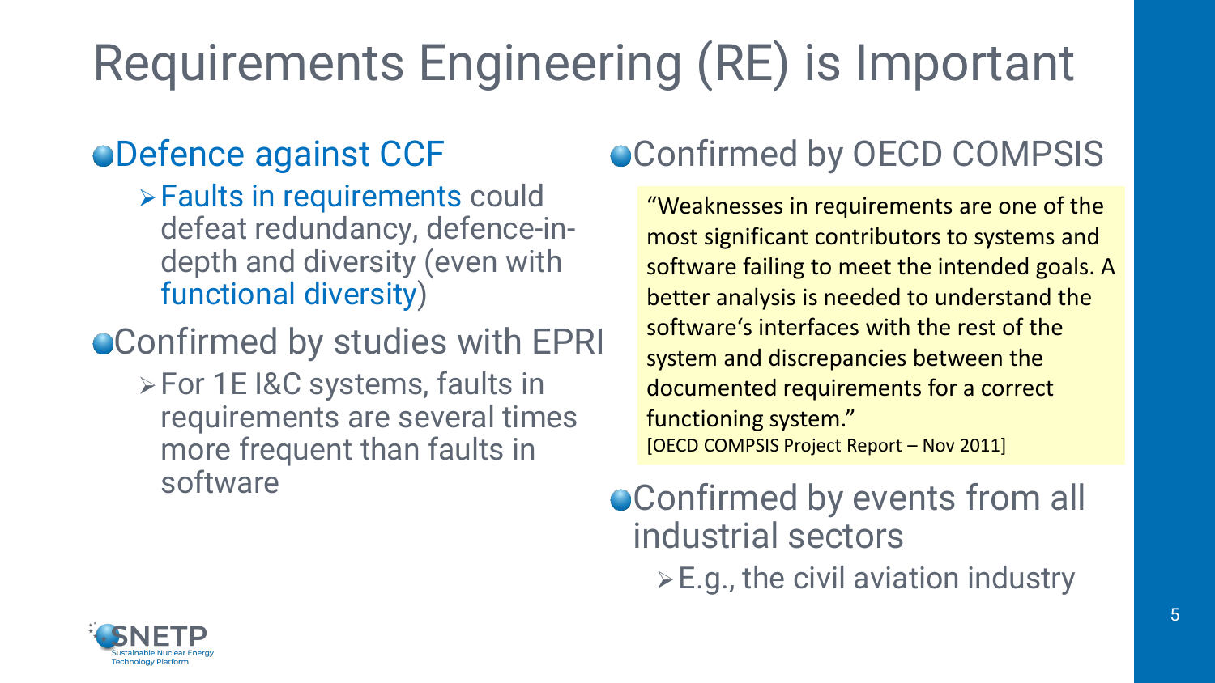# Requirements Engineering (RE) is Important

- Defence against CCF
  - Faults in requirements could defeat redundancy, defence-in-depth and diversity (even with functional diversity)
- Confirmed by studies with EPRI
  - For 1E I&C systems, faults in requirements are several times more frequent than faults in software
- Confirmed by OECD COMPSIS

> "Weaknesses in requirements are one of the most significant contributors to systems and software failing to meet the intended goals. A better analysis is needed to understand the software's interfaces with the rest of the system and discrepancies between the documented requirements for a correct functioning system."
> [OECD COMPSIS Project Report – Nov 2011]

- Confirmed by events from all industrial sectors
  - E.g., the civil aviation industry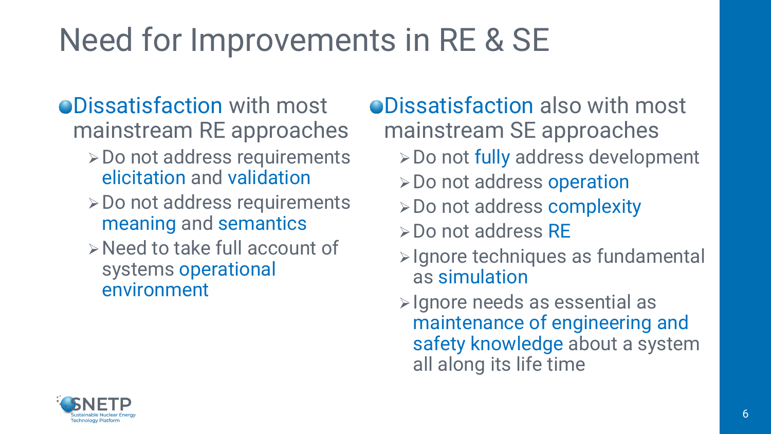# Need for Improvements in RE & SE

- Dissatisfaction with most mainstream RE approaches
  - Do not address requirements elicitation and validation
  - Do not address requirements meaning and semantics
  - Need to take full account of systems operational environment

- Dissatisfaction also with most mainstream SE approaches
  - Do not fully address development
  - Do not address operation
  - Do not address complexity
  - Do not address RE
  - Ignore techniques as fundamental as simulation
  - Ignore needs as essential as maintenance of engineering and safety knowledge about a system all along its life time

SNETP Sustainable Nuclear Energy Technology Platform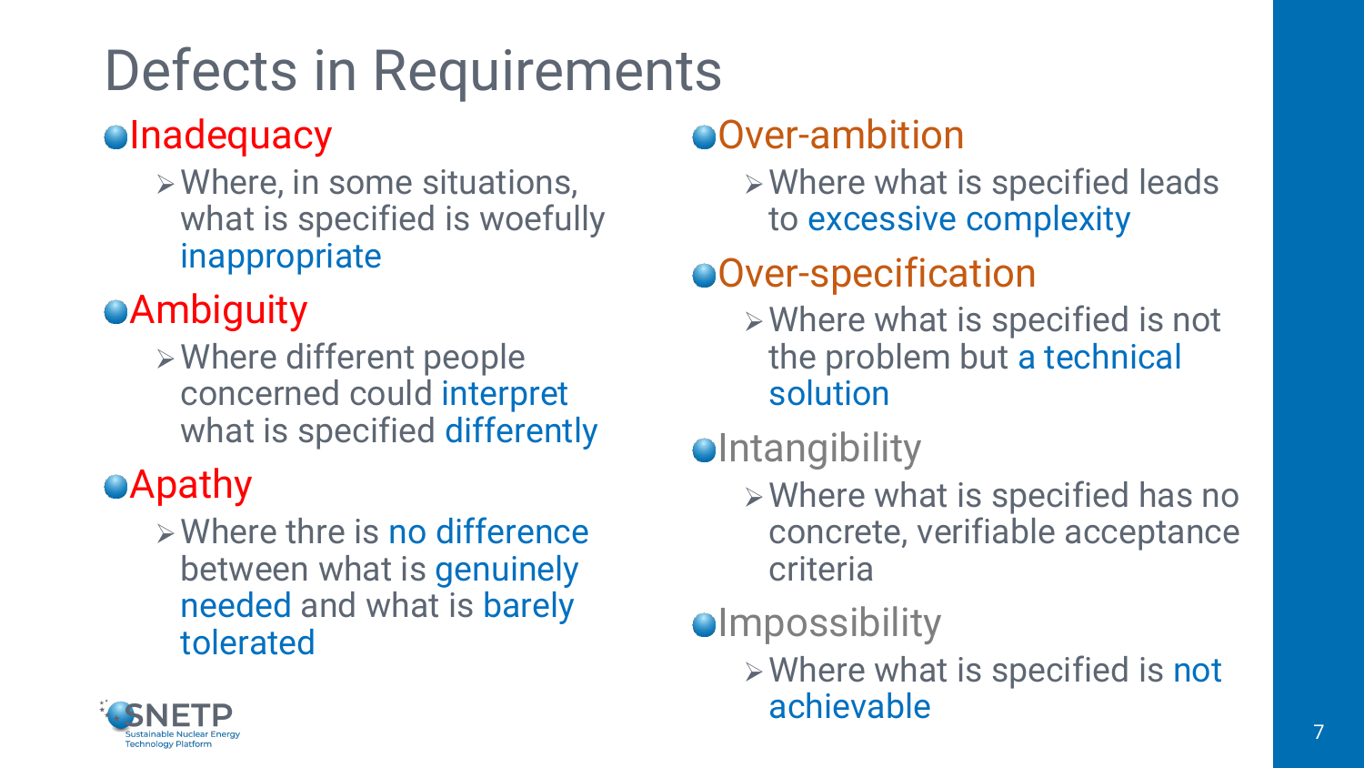# Defects in Requirements

- **Inadequacy**
  - Where, in some situations, what is specified is woefully inappropriate
- **Ambiguity**
  - Where different people concerned could interpret what is specified differently
- **Apathy**
  - Where thre is no difference between what is genuinely needed and what is barely tolerated
- **Over-ambition**
  - Where what is specified leads to excessive complexity
- **Over-specification**
  - Where what is specified is not the problem but a technical solution
- **Intangibility**
  - Where what is specified has no concrete, verifiable acceptance criteria
- **Impossibility**
  - Where what is specified is not achievable

SNETP Sustainable Nuclear Energy Technology Platform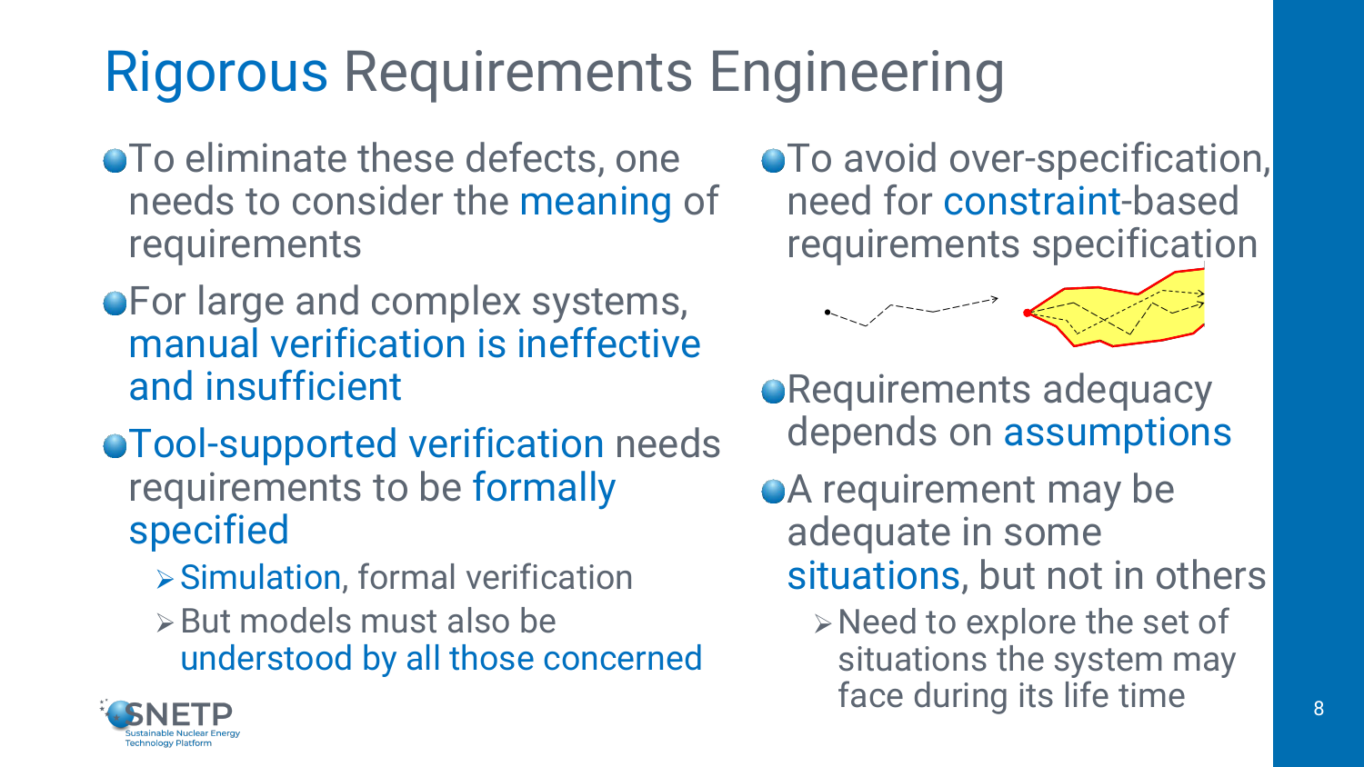# Rigorous Requirements Engineering

- To eliminate these defects, one needs to consider the meaning of requirements
- For large and complex systems, manual verification is ineffective and insufficient
- Tool-supported verification needs requirements to be formally specified
  - Simulation, formal verification
  - But models must also be understood by all those concerned
- To avoid over-specification, need for constraint-based requirements specification
- Requirements adequacy depends on assumptions
- A requirement may be adequate in some situations, but not in others
  - Need to explore the set of situations the system may face during its life time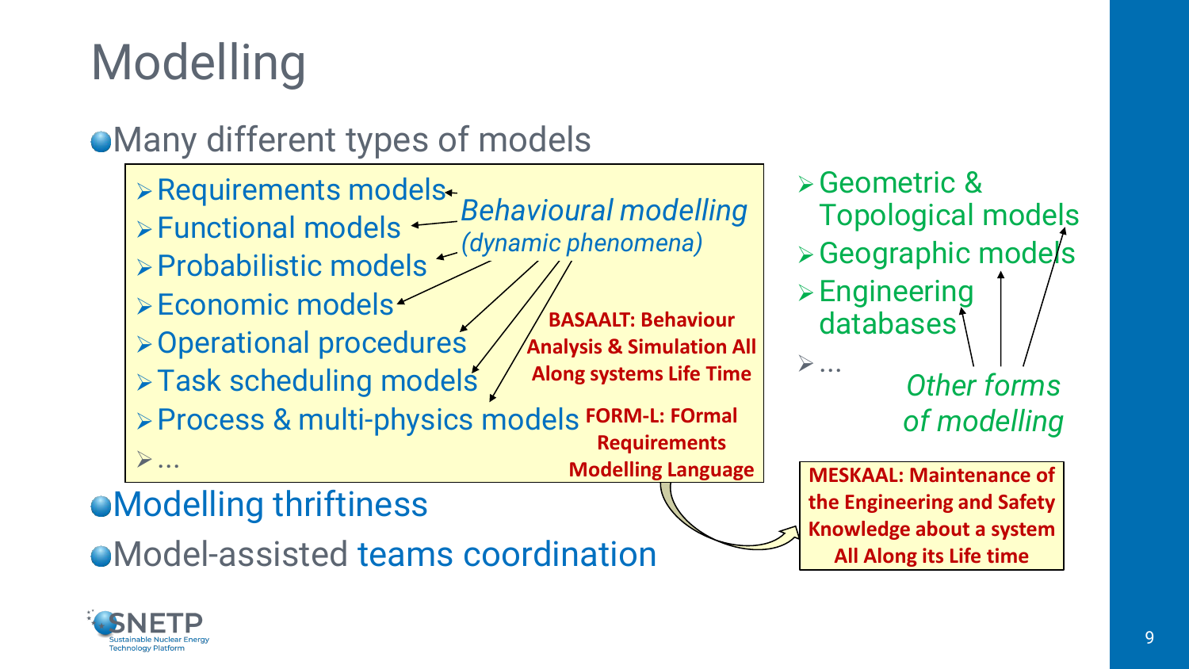# Modelling

- Many different types of models
  - Requirements models
  - Functional models
  - Probabilistic models
  - Economic models
  - Operational procedures
  - Task scheduling models
  - Process & multi-physics models
  - …

  *Behavioural modelling (dynamic phenomena)*

  **BASAALT: Behaviour Analysis & Simulation All Along systems Life Time**

  **FORM-L: FOrmal Requirements Modelling Language**

  - Geometric & Topological models
  - Geographic models
  - Engineering databases
  - …

  *Other forms of modelling*

  **MESKAAL: Maintenance of the Engineering and Safety Knowledge about a system All Along its Life time**

- Modelling thriftiness
- Model-assisted teams coordination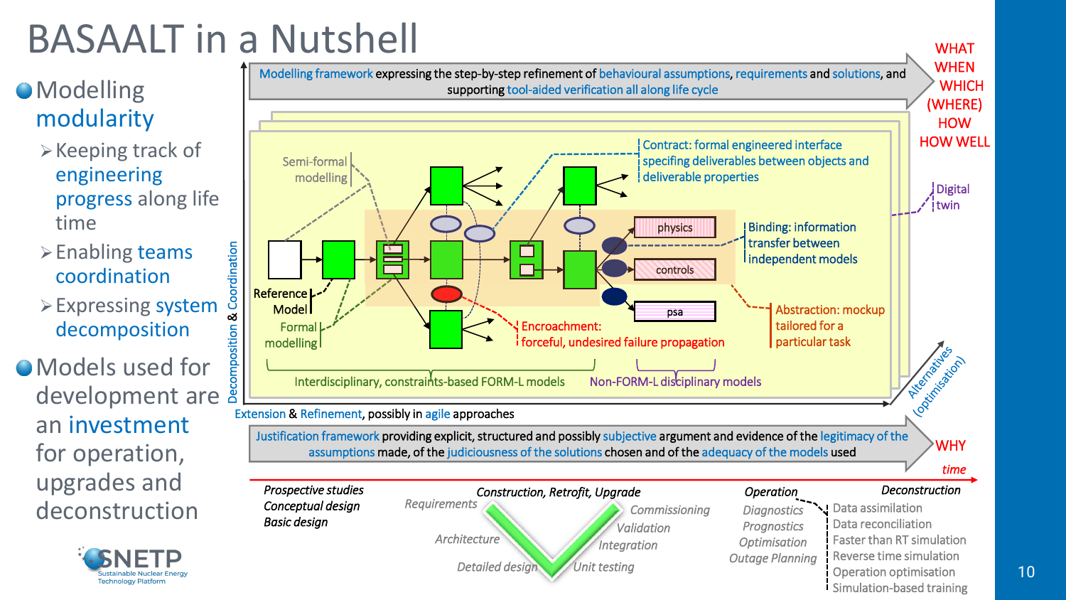# BASAALT in a Nutshell

- Modelling modularity
  - Keeping track of engineering progress along life time
  - Enabling teams coordination
  - Expressing system decomposition
- Models used for development are an investment for operation, upgrades and deconstruction

Modelling framework expressing the step-by-step refinement of behavioural assumptions, requirements and solutions, and supporting tool-aided verification all along life cycle

WHAT
WHEN
WHICH
(WHERE)
HOW
HOW WELL

Semi-formal modelling

Reference Model

Formal modelling

Contract: formal engineered interface specifing deliverables between objects and deliverable properties

physics

controls

psa

Binding: information transfer between independent models

Encroachment: forceful, undesired failure propagation

Abstraction: mockup tailored for a particular task

Digital twin

Interdisciplinary, constraints-based FORM-L models

Non-FORM-L disciplinary models

Decomposition & Coordination

Extension & Refinement, possibly in agile approaches

Alternatives (optimisation)

Justification framework providing explicit, structured and possibly subjective argument and evidence of the legitimacy of the assumptions made, of the judiciousness of the solutions chosen and of the adequacy of the models used

WHY

*time*

*Prospective studies*
*Conceptual design*
*Basic design*

*Construction, Retrofit, Upgrade*

*Requirements*
*Architecture*
*Detailed design*
*Unit testing*
*Integration*
*Validation*
*Commissioning*

*Operation*
*Diagnostics*
*Prognostics*
*Optimisation*
*Outage Planning*

*Deconstruction*

Data assimilation
Data reconciliation
Faster than RT simulation
Reverse time simulation
Operation optimisation
Simulation-based training

SNETP Sustainable Nuclear Energy Technology Platform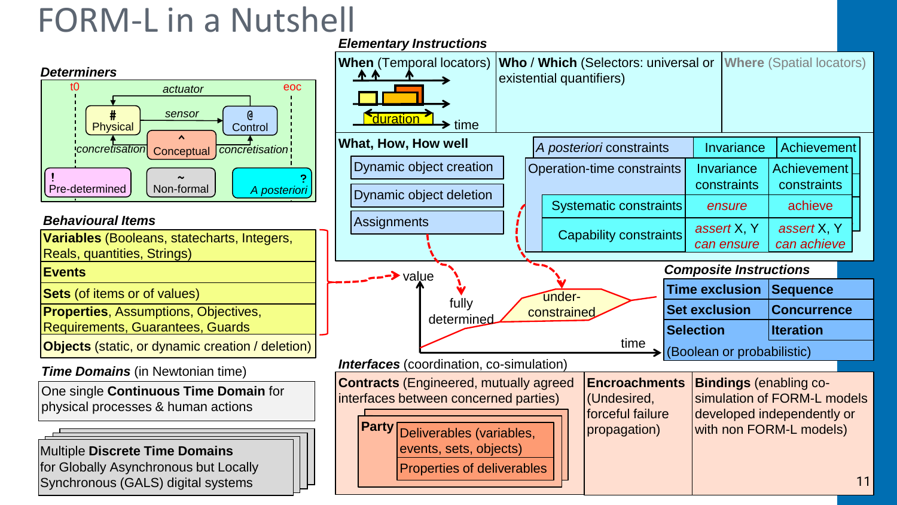# FORM-L in a Nutshell

### *Determiners*

t0 — eoc

actuator

sensor

**#** Physical

**@** Control

**^** Conceptual

*concretisation*

*concretisation*

**!** Pre-determined

**~** Non-formal

**?** *A posteriori*

### *Behavioural Items*

- **Variables** (Booleans, statecharts, Integers, Reals, quantities, Strings)
- **Events**
- **Sets** (of items or of values)
- **Properties**, Assumptions, Objectives, Requirements, Guarantees, Guards
- **Objects** (static, or dynamic creation / deletion)

### *Time Domains* (in Newtonian time)

One single **Continuous Time Domain** for physical processes & human actions

Multiple **Discrete Time Domains** for Globally Asynchronous but Locally Synchronous (GALS) digital systems

### *Elementary Instructions*

| **When** (Temporal locators) | **Who** / **Which** (Selectors: universal or existential quantifiers) | **Where** (Spatial locators) |
|---|---|---|

duration — time

**What, How, How well**

- Dynamic object creation
- Dynamic object deletion
- Assignments

| | Invariance | Achievement |
|---|---|---|
| *A posteriori* constraints | Invariance | Achievement |
| Operation-time constraints | Invariance constraints | Achievement constraints |
| Systematic constraints | *ensure* | *achieve* |
| Capability constraints | *assert* X, Y *can ensure* | *assert* X, Y *can achieve* |

value — fully determined — under-constrained — time

### *Composite Instructions*

| **Time exclusion** | **Sequence** |
|---|---|
| **Set exclusion** | **Concurrence** |
| **Selection** | **Iteration** |
| (Boolean or probabilistic) | |

### *Interfaces* (coordination, co-simulation)

**Contracts** (Engineered, mutually agreed interfaces between concerned parties)

- **Party**
  - Deliverables (variables, events, sets, objects)
  - Properties of deliverables

**Encroachments** (Undesired, forceful failure propagation)

**Bindings** (enabling co-simulation of FORM-L models developed independently or with non FORM-L models)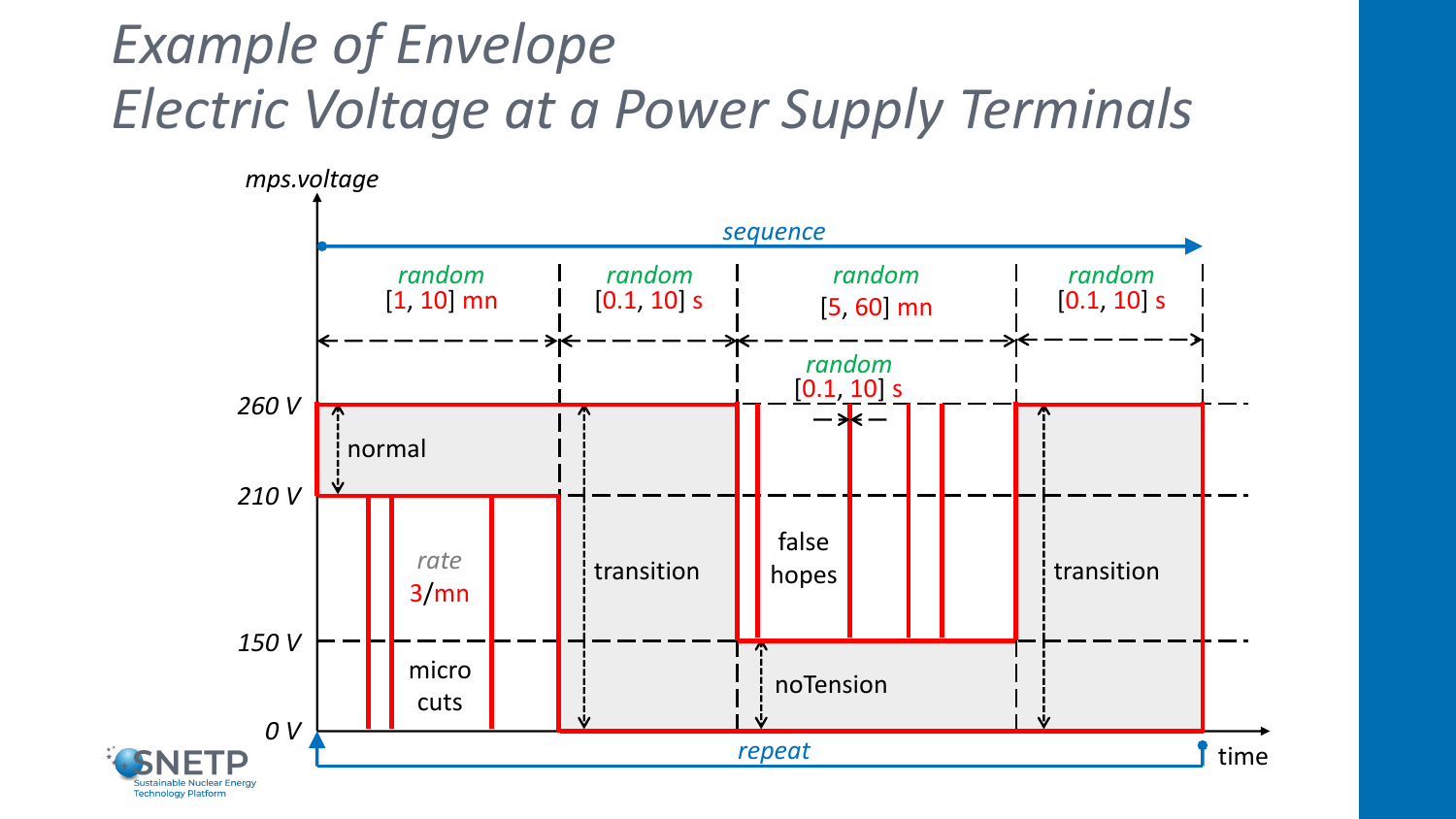# *Example of Envelope Electric Voltage at a Power Supply Terminals*

*mps.voltage*

*sequence*

*random* [1, 10] mn

*random* [0.1, 10] s

*random* [5, 60] mn

*random* [0.1, 10] s

*random* [0.1, 10] s

260 V

210 V

150 V

0 V

normal

*rate* 3/mn

micro cuts

transition

false hopes

noTension

transition

*repeat*

time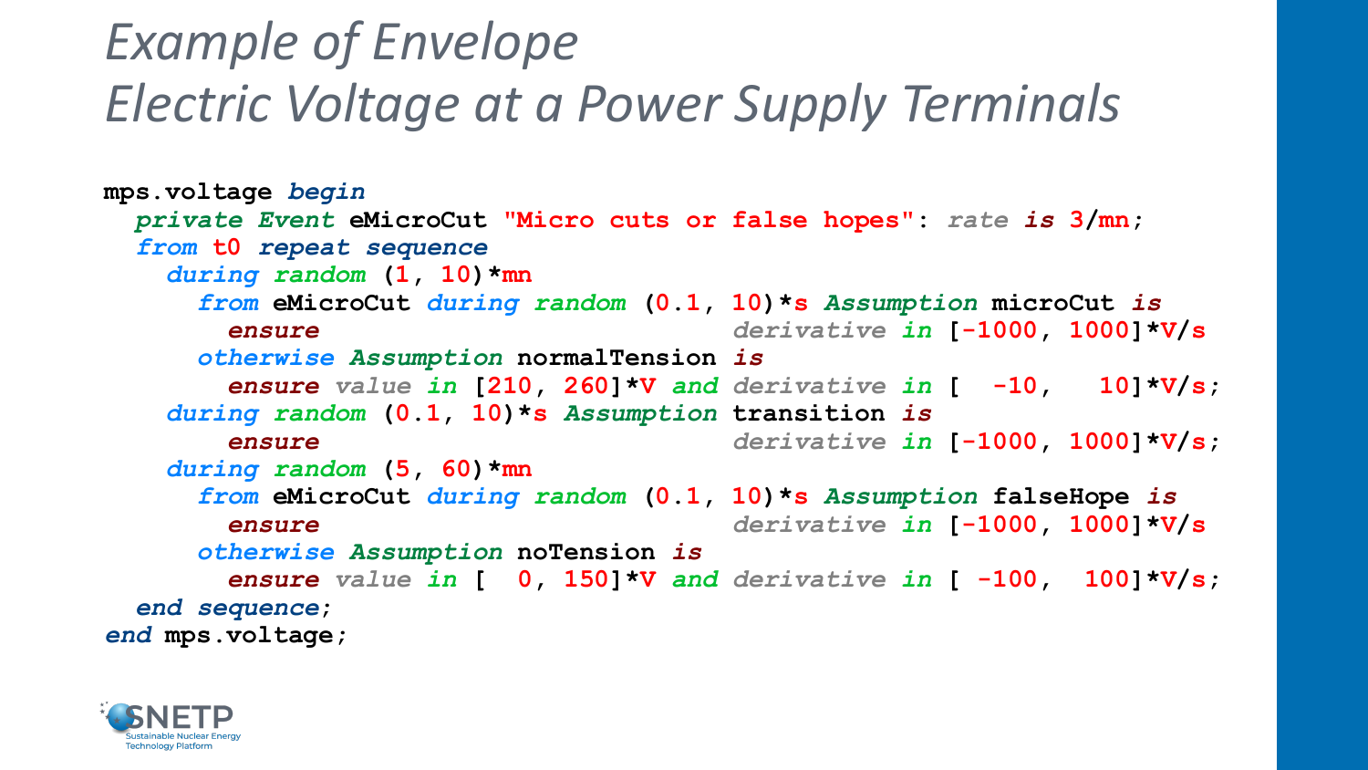# Example of Envelope
# Electric Voltage at a Power Supply Terminals

```
mps.voltage begin
  private Event eMicroCut "Micro cuts or false hopes": rate is 3/mn;
  from t0 repeat sequence
    during random (1, 10)*mn
      from eMicroCut during random (0.1, 10)*s Assumption microCut is
        ensure                          derivative in [-1000, 1000]*V/s
      otherwise Assumption normalTension is
        ensure value in [210, 260]*V and derivative in [  -10,   10]*V/s;
    during random (0.1, 10)*s Assumption transition is
        ensure                          derivative in [-1000, 1000]*V/s;
    during random (5, 60)*mn
      from eMicroCut during random (0.1, 10)*s Assumption falseHope is
        ensure                          derivative in [-1000, 1000]*V/s
      otherwise Assumption noTension is
        ensure value in [  0, 150]*V and derivative in [ -100,  100]*V/s;
  end sequence;
end mps.voltage;
```

SNETP Sustainable Nuclear Energy Technology Platform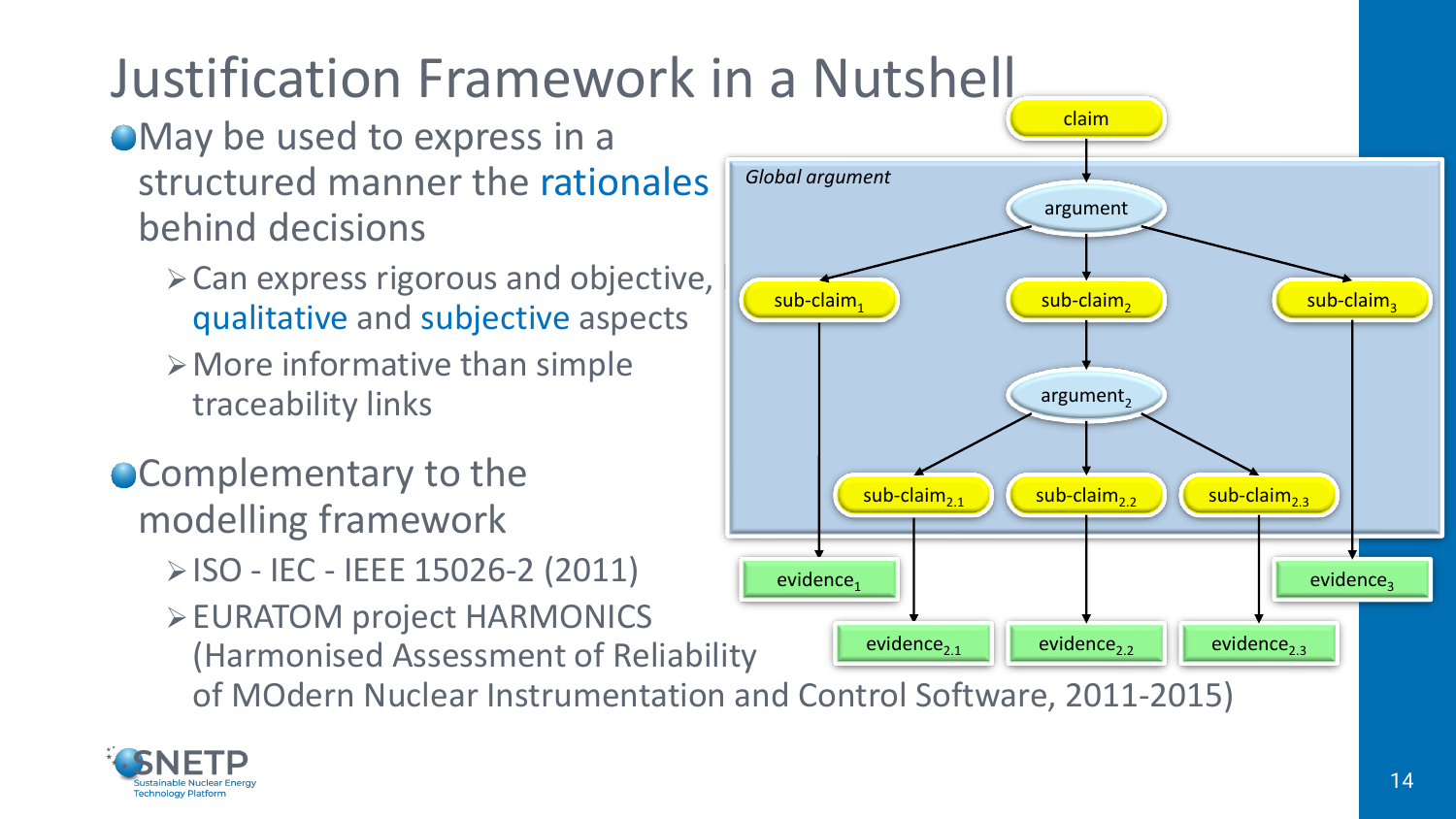# Justification Framework in a Nutshell

- May be used to express in a structured manner the rationales behind decisions
  - Can express rigorous and objective, qualitative and subjective aspects
  - More informative than simple traceability links
- Complementary to the modelling framework
  - ISO - IEC - IEEE 15026-2 (2011)
  - EURATOM project HARMONICS (Harmonised Assessment of Reliability of MOdern Nuclear Instrumentation and Control Software, 2011-2015)

*Global argument*

claim → argument → sub-claim$_1$, sub-claim$_2$, sub-claim$_3$

sub-claim$_2$ → argument$_2$ → sub-claim$_{2.1}$, sub-claim$_{2.2}$, sub-claim$_{2.3}$

sub-claim$_1$ → evidence$_1$

sub-claim$_3$ → evidence$_3$

sub-claim$_{2.1}$ → evidence$_{2.1}$

sub-claim$_{2.2}$ → evidence$_{2.2}$

sub-claim$_{2.3}$ → evidence$_{2.3}$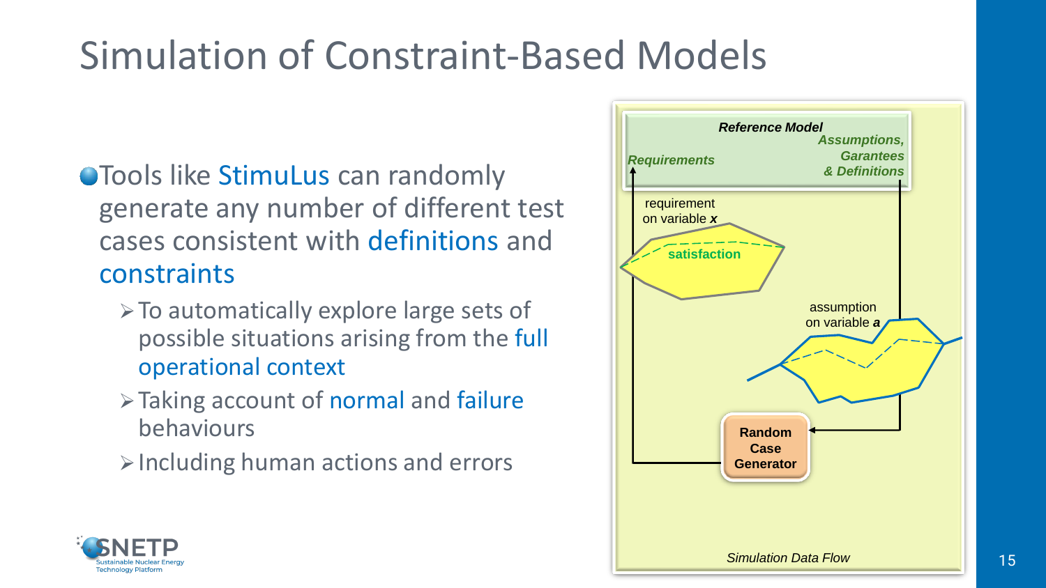# Simulation of Constraint-Based Models

- Tools like StimuLus can randomly generate any number of different test cases consistent with definitions and constraints
  - To automatically explore large sets of possible situations arising from the full operational context
  - Taking account of normal and failure behaviours
  - Including human actions and errors

*Reference Model*

*Requirements*

*Assumptions, Garantees & Definitions*

requirement on variable ***x***

satisfaction

assumption on variable ***a***

**Random Case Generator**

*Simulation Data Flow*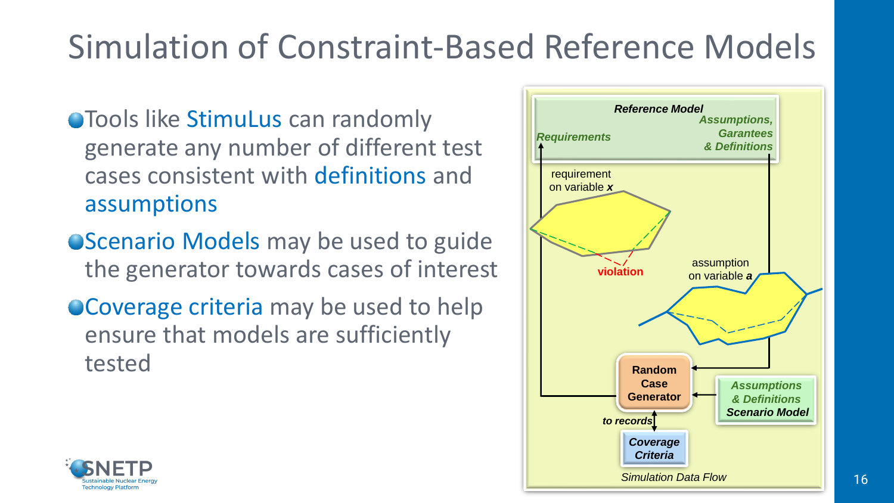# Simulation of Constraint-Based Reference Models

- Tools like StimuLus can randomly generate any number of different test cases consistent with definitions and assumptions
- Scenario Models may be used to guide the generator towards cases of interest
- Coverage criteria may be used to help ensure that models are sufficiently tested

*Reference Model*

*Requirements*

*Assumptions, Garantees & Definitions*

requirement on variable ***x***

violation

assumption on variable ***a***

**Random Case Generator**

*Assumptions & Definitions*

***Scenario Model***

*to records*

*Coverage Criteria*

*Simulation Data Flow*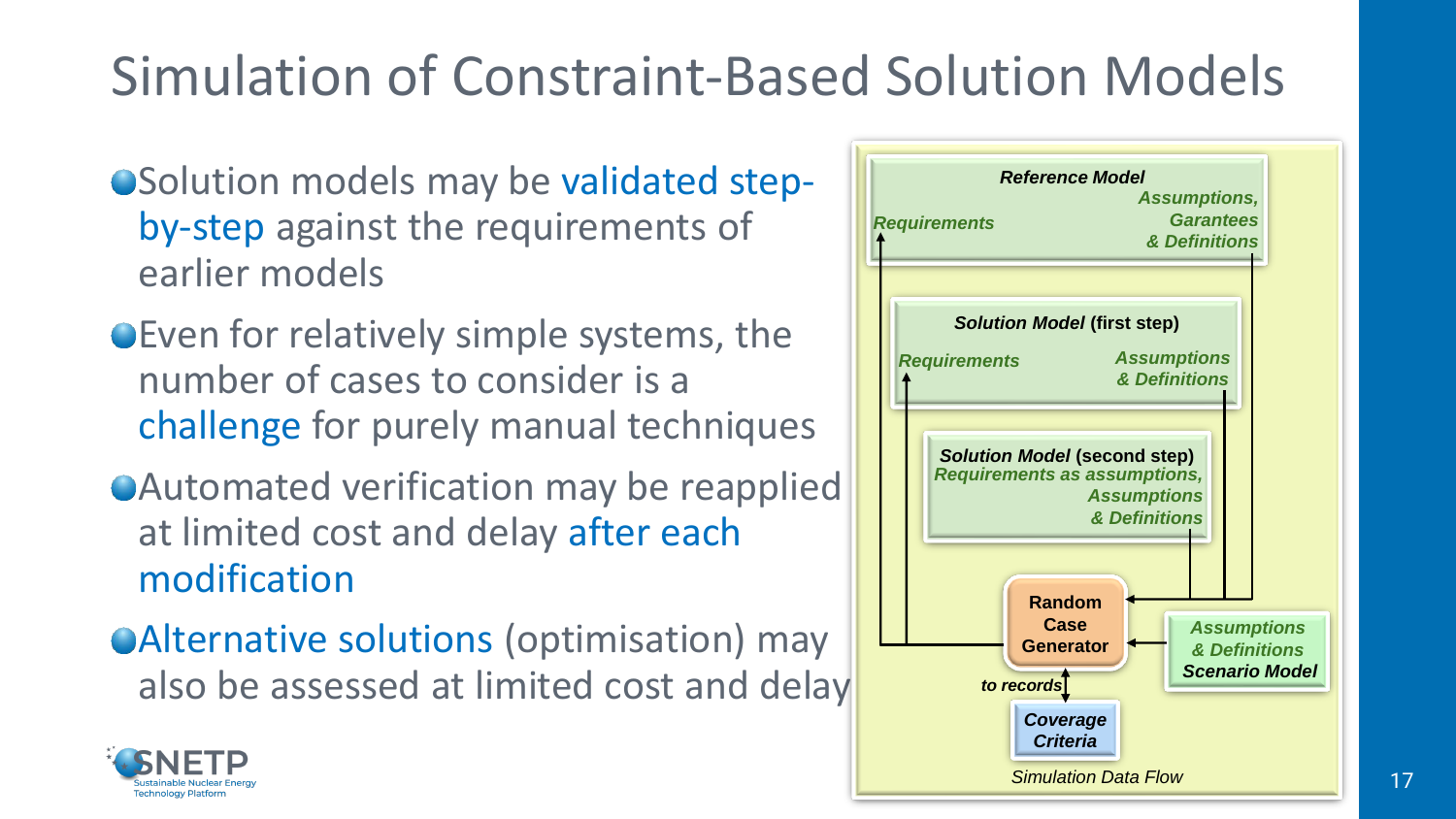# Simulation of Constraint-Based Solution Models

- Solution models may be validated step-by-step against the requirements of earlier models
- Even for relatively simple systems, the number of cases to consider is a challenge for purely manual techniques
- Automated verification may be reapplied at limited cost and delay after each modification
- Alternative solutions (optimisation) may also be assessed at limited cost and delay

*Reference Model*

*Requirements*

*Assumptions, Garantees & Definitions*

*Solution Model* (first step)

*Requirements*

*Assumptions & Definitions*

*Solution Model* (second step)

*Requirements as assumptions, Assumptions & Definitions*

Random Case Generator

*Assumptions & Definitions*

*Scenario Model*

*to records*

*Coverage Criteria*

*Simulation Data Flow*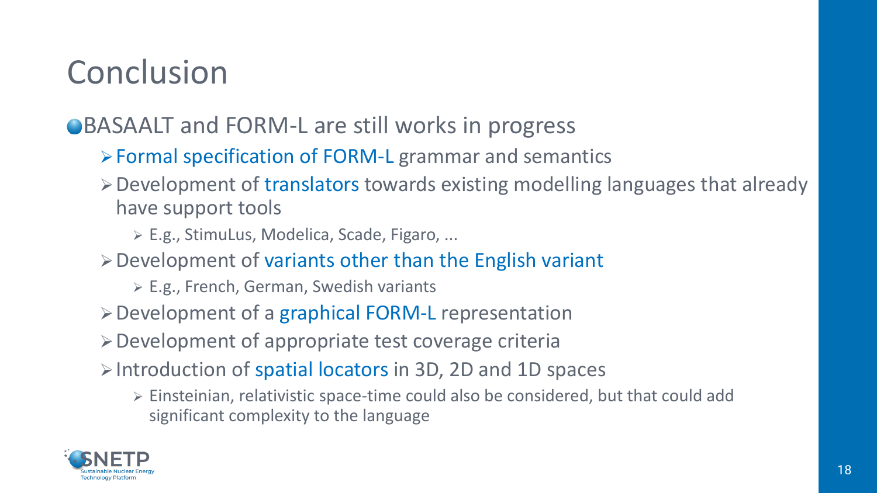# Conclusion

- BASAALT and FORM-L are still works in progress
  - Formal specification of FORM-L grammar and semantics
  - Development of translators towards existing modelling languages that already have support tools
    - E.g., StimuLus, Modelica, Scade, Figaro, ...
  - Development of variants other than the English variant
    - E.g., French, German, Swedish variants
  - Development of a graphical FORM-L representation
  - Development of appropriate test coverage criteria
  - Introduction of spatial locators in 3D, 2D and 1D spaces
    - Einsteinian, relativistic space-time could also be considered, but that could add significant complexity to the language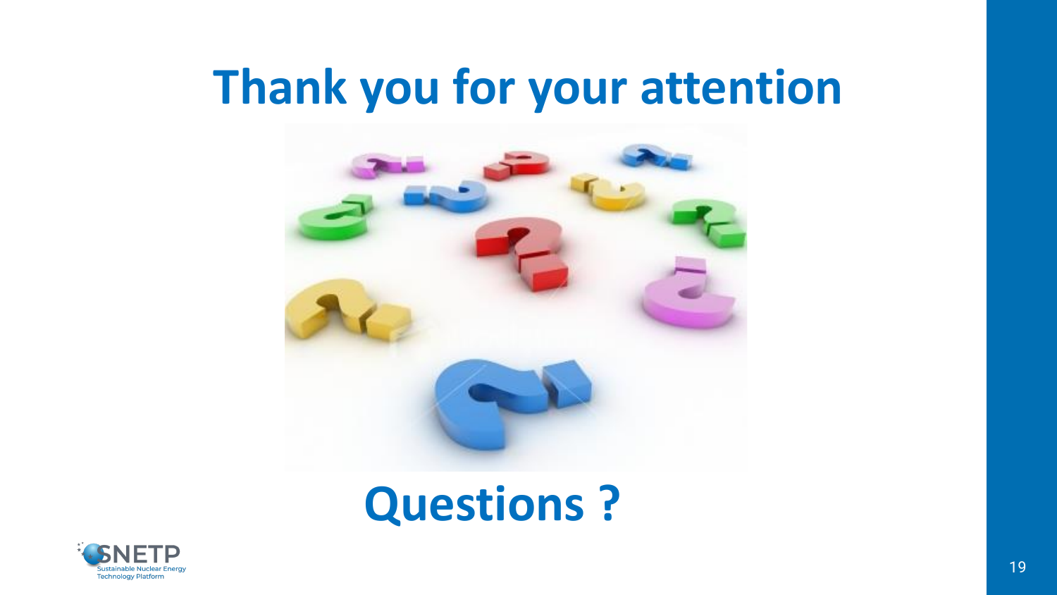# Thank you for your attention

# Questions ?